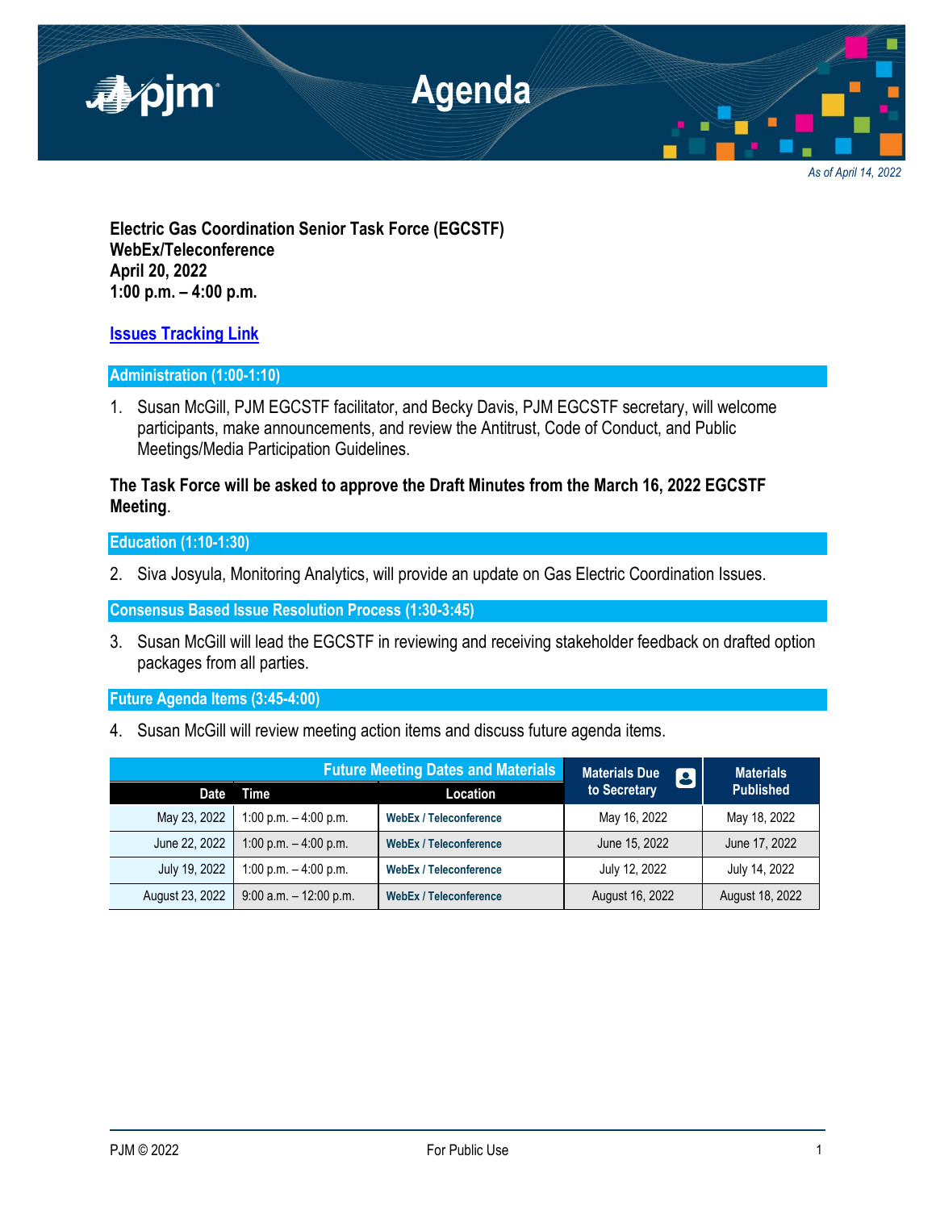# Agenda

*As of April 14, 2022*

**Electric Gas Coordination Senior Task Force (EGCSTF)**
**WebEx/Teleconference**
**April 20, 2022**
**1:00 p.m. – 4:00 p.m.**

**Issues Tracking Link**

## Administration (1:00-1:10)

1. Susan McGill, PJM EGCSTF facilitator, and Becky Davis, PJM EGCSTF secretary, will welcome participants, make announcements, and review the Antitrust, Code of Conduct, and Public Meetings/Media Participation Guidelines.

**The Task Force will be asked to approve the Draft Minutes from the March 16, 2022 EGCSTF Meeting**.

## Education (1:10-1:30)

2. Siva Josyula, Monitoring Analytics, will provide an update on Gas Electric Coordination Issues.

## Consensus Based Issue Resolution Process (1:30-3:45)

3. Susan McGill will lead the EGCSTF in reviewing and receiving stakeholder feedback on drafted option packages from all parties.

## Future Agenda Items (3:45-4:00)

4. Susan McGill will review meeting action items and discuss future agenda items.

| Future Meeting Dates and Materials | | | Materials Due to Secretary | Materials Published |
|---|---|---|---|---|
| Date | Time | Location | | |
| May 23, 2022 | 1:00 p.m. – 4:00 p.m. | WebEx / Teleconference | May 16, 2022 | May 18, 2022 |
| June 22, 2022 | 1:00 p.m. – 4:00 p.m. | WebEx / Teleconference | June 15, 2022 | June 17, 2022 |
| July 19, 2022 | 1:00 p.m. – 4:00 p.m. | WebEx / Teleconference | July 12, 2022 | July 14, 2022 |
| August 23, 2022 | 9:00 a.m. – 12:00 p.m. | WebEx / Teleconference | August 16, 2022 | August 18, 2022 |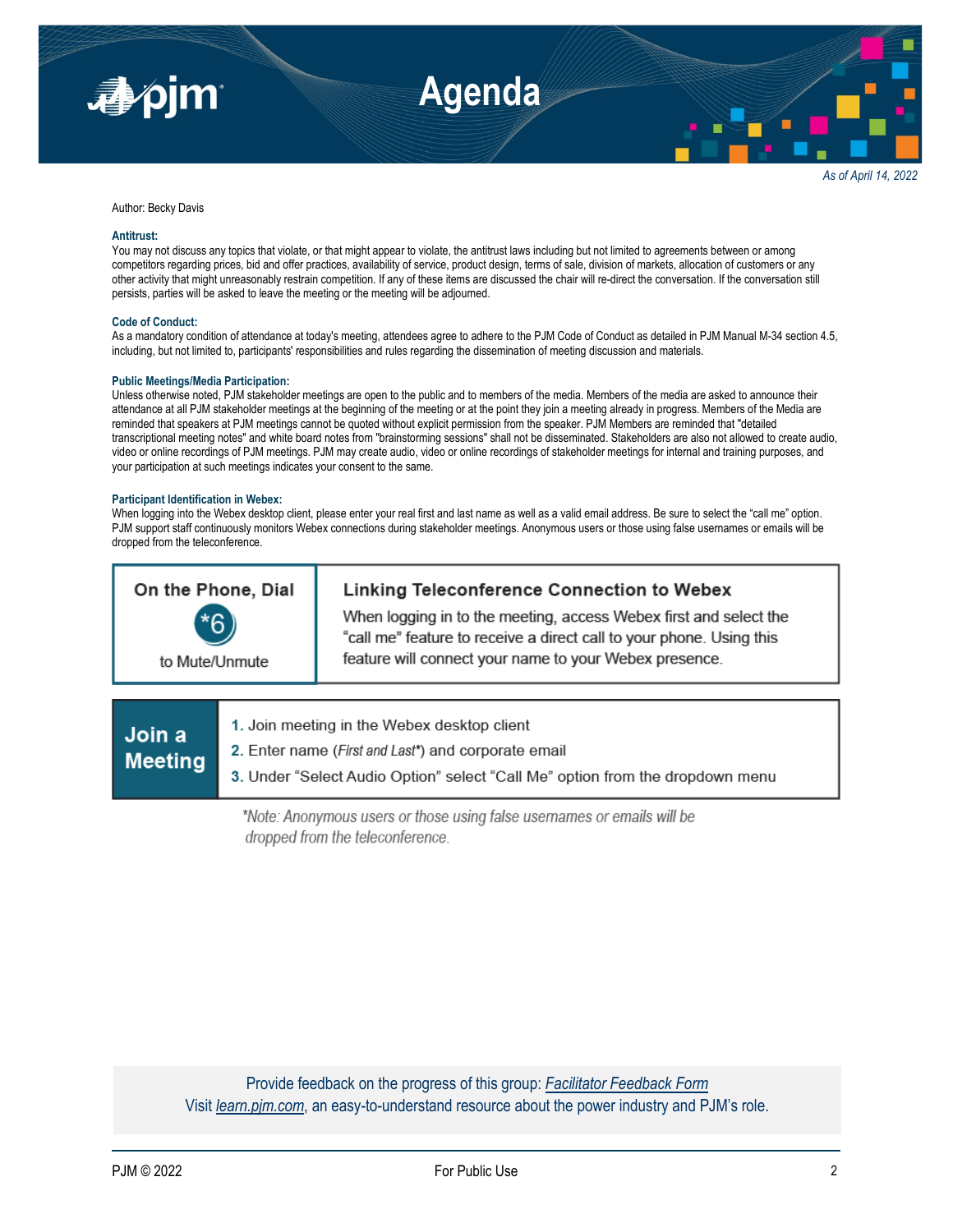*As of April 14, 2022*

Author: Becky Davis

**Antitrust:**
You may not discuss any topics that violate, or that might appear to violate, the antitrust laws including but not limited to agreements between or among competitors regarding prices, bid and offer practices, availability of service, product design, terms of sale, division of markets, allocation of customers or any other activity that might unreasonably restrain competition. If any of these items are discussed the chair will re-direct the conversation. If the conversation still persists, parties will be asked to leave the meeting or the meeting will be adjourned.

**Code of Conduct:**
As a mandatory condition of attendance at today's meeting, attendees agree to adhere to the PJM Code of Conduct as detailed in PJM Manual M-34 section 4.5, including, but not limited to, participants' responsibilities and rules regarding the dissemination of meeting discussion and materials.

**Public Meetings/Media Participation:**
Unless otherwise noted, PJM stakeholder meetings are open to the public and to members of the media. Members of the media are asked to announce their attendance at all PJM stakeholder meetings at the beginning of the meeting or at the point they join a meeting already in progress. Members of the Media are reminded that speakers at PJM meetings cannot be quoted without explicit permission from the speaker. PJM Members are reminded that "detailed transcriptional meeting notes" and white board notes from "brainstorming sessions" shall not be disseminated. Stakeholders are also not allowed to create audio, video or online recordings of PJM meetings. PJM may create audio, video or online recordings of stakeholder meetings for internal and training purposes, and your participation at such meetings indicates your consent to the same.

**Participant Identification in Webex:**
When logging into the Webex desktop client, please enter your real first and last name as well as a valid email address. Be sure to select the "call me" option. PJM support staff continuously monitors Webex connections during stakeholder meetings. Anonymous users or those using false usernames or emails will be dropped from the teleconference.

| On the Phone, Dial | Linking Teleconference Connection to Webex |
|---|---|
| *6 to Mute/Unmute | When logging in to the meeting, access Webex first and select the "call me" feature to receive a direct call to your phone. Using this feature will connect your name to your Webex presence. |

**Join a Meeting**

1. Join meeting in the Webex desktop client
2. Enter name (*First and Last**) and corporate email
3. Under "Select Audio Option" select "Call Me" option from the dropdown menu

*\*Note: Anonymous users or those using false usernames or emails will be dropped from the teleconference.*

Provide feedback on the progress of this group: *Facilitator Feedback Form*
Visit *learn.pjm.com*, an easy-to-understand resource about the power industry and PJM's role.

PJM © 2022 For Public Use